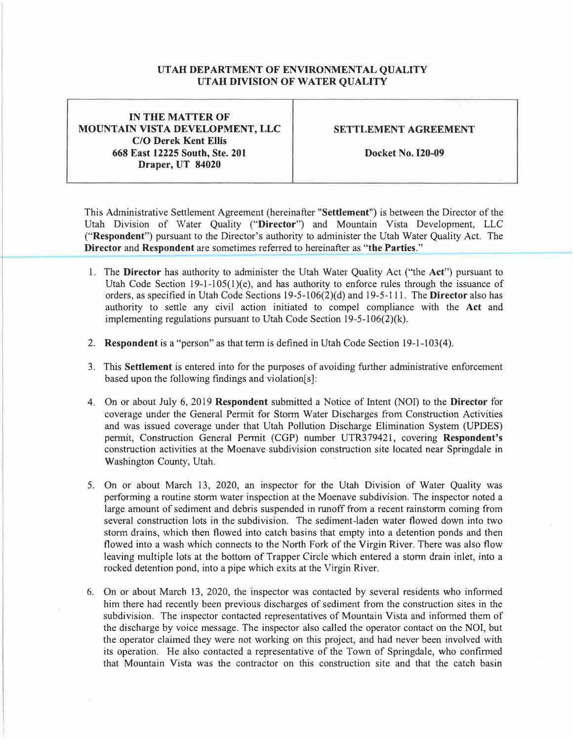# UTAH DEPARTMENT OF ENVIRONMENTAL QUALITY
# UTAH DIVISION OF WATER QUALITY

| IN THE MATTER OF MOUNTAIN VISTA DEVELOPMENT, LLC C/O Derek Kent Ellis 668 East 12225 South, Ste. 201 Draper, UT 84020 | SETTLEMENT AGREEMENT Docket No. I20-09 |
|---|---|

This Administrative Settlement Agreement (hereinafter "**Settlement**") is between the Director of the Utah Division of Water Quality ("**Director**") and Mountain Vista Development, LLC ("**Respondent**") pursuant to the Director's authority to administer the Utah Water Quality Act. The **Director** and **Respondent** are sometimes referred to hereinafter as "**the Parties**."

1. The **Director** has authority to administer the Utah Water Quality Act ("the **Act**") pursuant to Utah Code Section 19-1-105(1)(e), and has authority to enforce rules through the issuance of orders, as specified in Utah Code Sections 19-5-106(2)(d) and 19-5-111. The **Director** also has authority to settle any civil action initiated to compel compliance with the **Act** and implementing regulations pursuant to Utah Code Section 19-5-106(2)(k).

2. **Respondent** is a "person" as that term is defined in Utah Code Section 19-1-103(4).

3. This **Settlement** is entered into for the purposes of avoiding further administrative enforcement based upon the following findings and violation[s]:

4. On or about July 6, 2019 **Respondent** submitted a Notice of Intent (NOI) to the **Director** for coverage under the General Permit for Storm Water Discharges from Construction Activities and was issued coverage under that Utah Pollution Discharge Elimination System (UPDES) permit, Construction General Permit (CGP) number UTR379421, covering **Respondent's** construction activities at the Moenave subdivision construction site located near Springdale in Washington County, Utah.

5. On or about March 13, 2020, an inspector for the Utah Division of Water Quality was performing a routine storm water inspection at the Moenave subdivision. The inspector noted a large amount of sediment and debris suspended in runoff from a recent rainstorm coming from several construction lots in the subdivision. The sediment-laden water flowed down into two storm drains, which then flowed into catch basins that empty into a detention ponds and then flowed into a wash which connects to the North Fork of the Virgin River. There was also flow leaving multiple lots at the bottom of Trapper Circle which entered a storm drain inlet, into a rocked detention pond, into a pipe which exits at the Virgin River.

6. On or about March 13, 2020, the inspector was contacted by several residents who informed him there had recently been previous discharges of sediment from the construction sites in the subdivision. The inspector contacted representatives of Mountain Vista and informed them of the discharge by voice message. The inspector also called the operator contact on the NOI, but the operator claimed they were not working on this project, and had never been involved with its operation. He also contacted a representative of the Town of Springdale, who confirmed that Mountain Vista was the contractor on this construction site and that the catch basin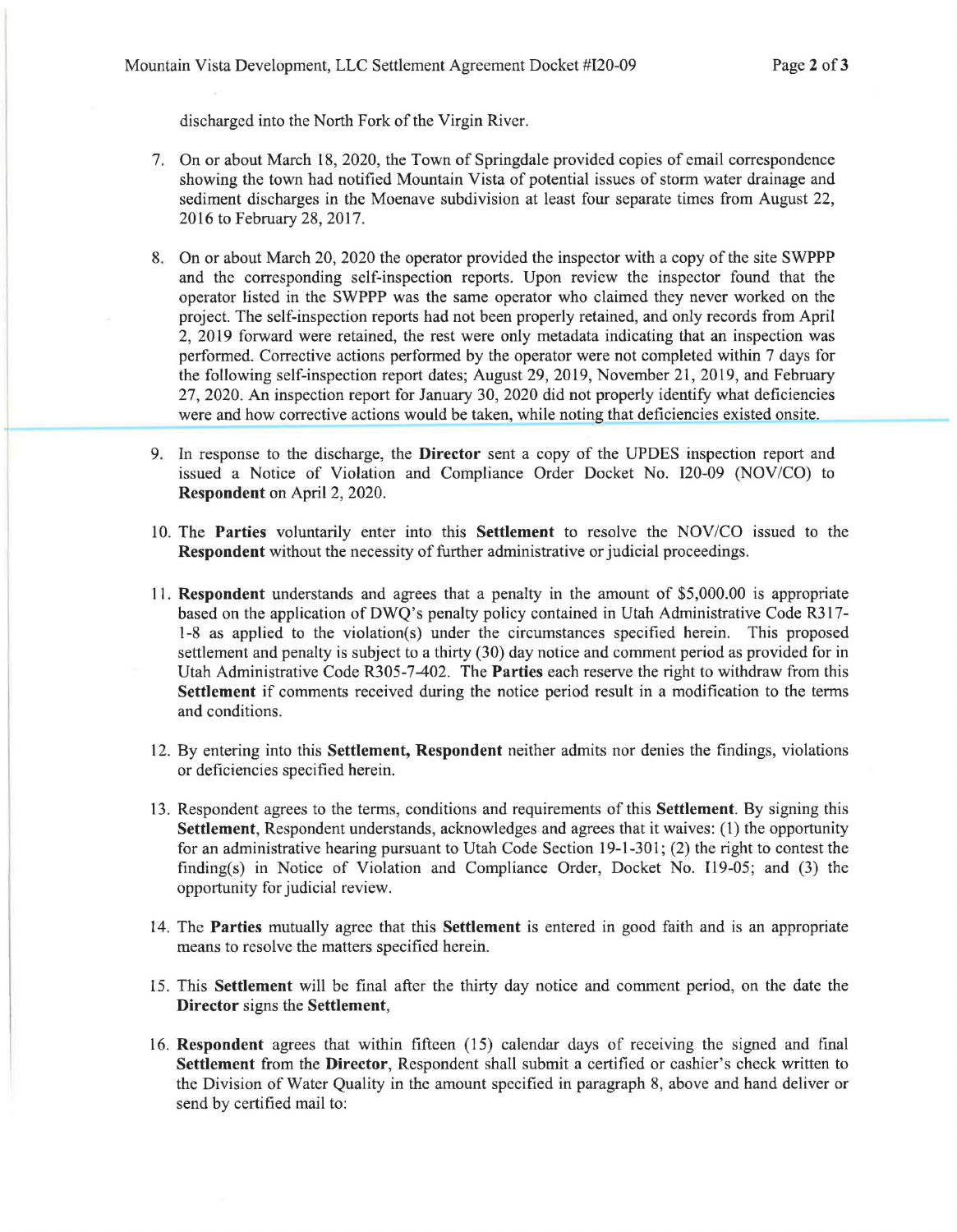discharged into the North Fork of the Virgin River.

7. On or about March 18, 2020, the Town of Springdale provided copies of email correspondence showing the town had notified Mountain Vista of potential issues of storm water drainage and sediment discharges in the Moenave subdivision at least four separate times from August 22, 2016 to February 28, 2017.

8. On or about March 20, 2020 the operator provided the inspector with a copy of the site SWPPP and the corresponding self-inspection reports. Upon review the inspector found that the operator listed in the SWPPP was the same operator who claimed they never worked on the project. The self-inspection reports had not been properly retained, and only records from April 2, 2019 forward were retained, the rest were only metadata indicating that an inspection was performed. Corrective actions performed by the operator were not completed within 7 days for the following self-inspection report dates; August 29, 2019, November 21, 2019, and February 27, 2020. An inspection report for January 30, 2020 did not properly identify what deficiencies were and how corrective actions would be taken, while noting that deficiencies existed onsite.

9. In response to the discharge, the **Director** sent a copy of the UPDES inspection report and issued a Notice of Violation and Compliance Order Docket No. I20-09 (NOV/CO) to **Respondent** on April 2, 2020.

10. The **Parties** voluntarily enter into this **Settlement** to resolve the NOV/CO issued to the **Respondent** without the necessity of further administrative or judicial proceedings.

11. **Respondent** understands and agrees that a penalty in the amount of $5,000.00 is appropriate based on the application of DWQ's penalty policy contained in Utah Administrative Code R317-1-8 as applied to the violation(s) under the circumstances specified herein. This proposed settlement and penalty is subject to a thirty (30) day notice and comment period as provided for in Utah Administrative Code R305-7-402. The **Parties** each reserve the right to withdraw from this **Settlement** if comments received during the notice period result in a modification to the terms and conditions.

12. By entering into this **Settlement, Respondent** neither admits nor denies the findings, violations or deficiencies specified herein.

13. Respondent agrees to the terms, conditions and requirements of this **Settlement**. By signing this **Settlement**, Respondent understands, acknowledges and agrees that it waives: (1) the opportunity for an administrative hearing pursuant to Utah Code Section 19-1-301; (2) the right to contest the finding(s) in Notice of Violation and Compliance Order, Docket No. I19-05; and (3) the opportunity for judicial review.

14. The **Parties** mutually agree that this **Settlement** is entered in good faith and is an appropriate means to resolve the matters specified herein.

15. This **Settlement** will be final after the thirty day notice and comment period, on the date the **Director** signs the **Settlement**,

16. **Respondent** agrees that within fifteen (15) calendar days of receiving the signed and final **Settlement** from the **Director**, Respondent shall submit a certified or cashier's check written to the Division of Water Quality in the amount specified in paragraph 8, above and hand deliver or send by certified mail to: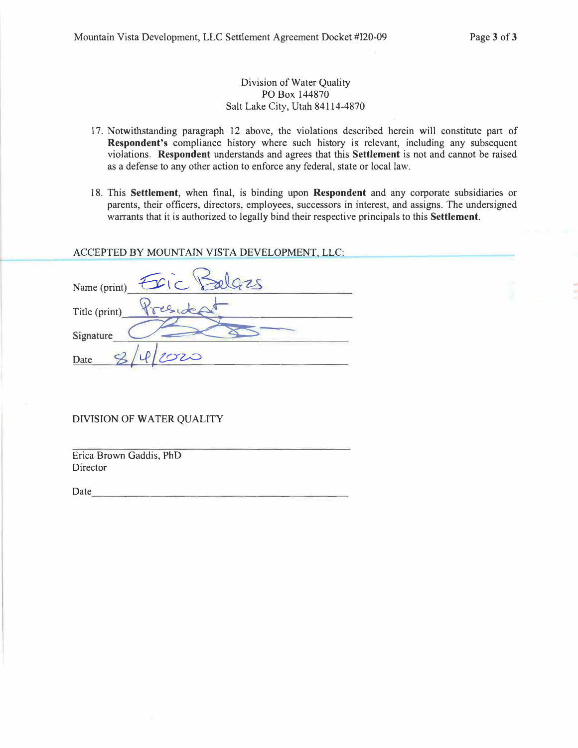Division of Water Quality
PO Box 144870
Salt Lake City, Utah 84114-4870

17. Notwithstanding paragraph 12 above, the violations described herein will constitute part of **Respondent's** compliance history where such history is relevant, including any subsequent violations. **Respondent** understands and agrees that this **Settlement** is not and cannot be raised as a defense to any other action to enforce any federal, state or local law.

18. This **Settlement**, when final, is binding upon **Respondent** and any corporate subsidiaries or parents, their officers, directors, employees, successors in interest, and assigns. The undersigned warrants that it is authorized to legally bind their respective principals to this **Settlement**.

ACCEPTED BY MOUNTAIN VISTA DEVELOPMENT, LLC:

Name (print) Eric Balazs

Title (print) President

Signature ____________________

Date 8/4/2020

DIVISION OF WATER QUALITY

____________________

Erica Brown Gaddis, PhD
Director

Date ____________________